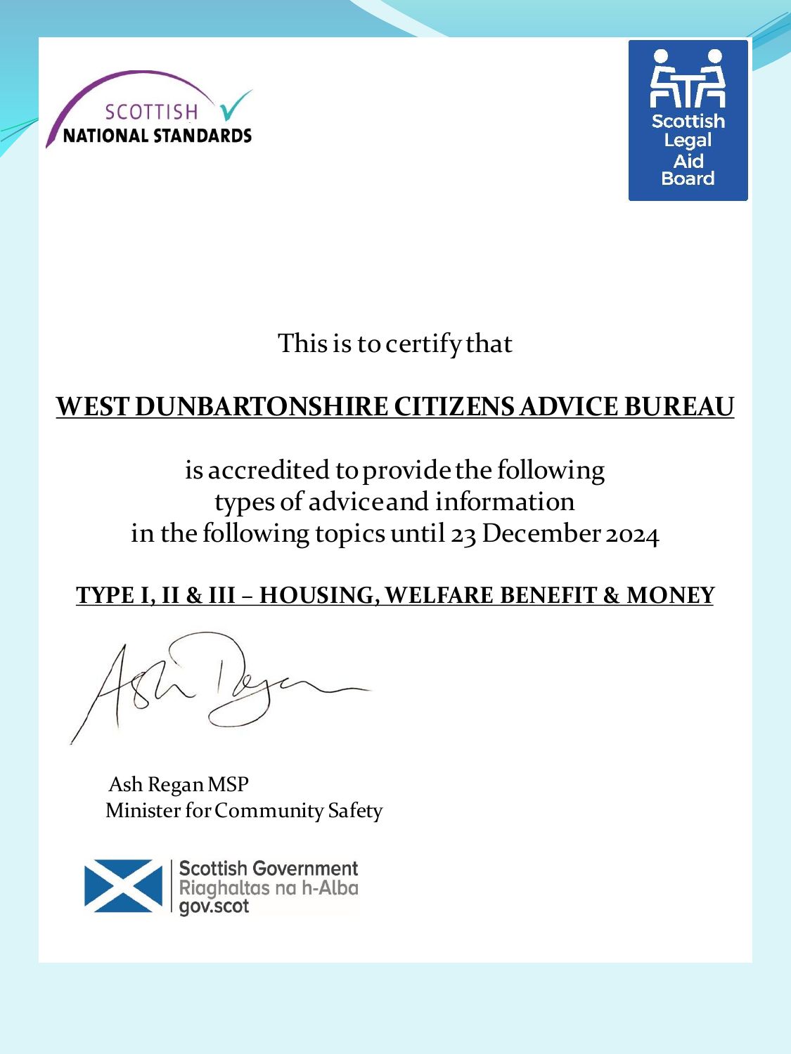SCOTTISH NATIONAL STANDARDS

Scottish Legal Aid Board

This is to certify that

**WEST DUNBARTONSHIRE CITIZENS ADVICE BUREAU**

is accredited to provide the following
types of advice and information
in the following topics until 23 December 2024

**TYPE I, II & III – HOUSING, WELFARE BENEFIT & MONEY**

Ash Regan MSP
Minister for Community Safety

Scottish Government
Riaghaltas na h-Alba
gov.scot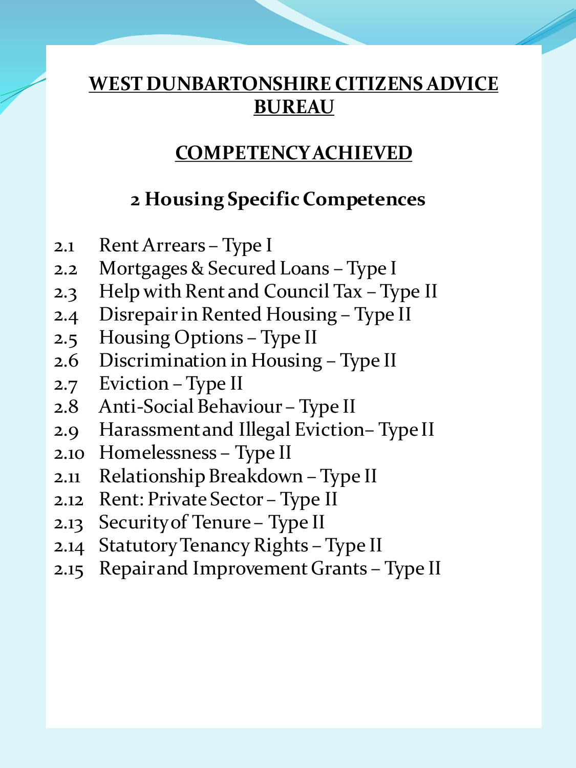# WEST DUNBARTONSHIRE CITIZENS ADVICE BUREAU

## COMPETENCY ACHIEVED

### 2 Housing Specific Competences

2.1 Rent Arrears – Type I
2.2 Mortgages & Secured Loans – Type I
2.3 Help with Rent and Council Tax – Type II
2.4 Disrepair in Rented Housing – Type II
2.5 Housing Options – Type II
2.6 Discrimination in Housing – Type II
2.7 Eviction – Type II
2.8 Anti-Social Behaviour – Type II
2.9 Harassment and Illegal Eviction– Type II
2.10 Homelessness – Type II
2.11 Relationship Breakdown – Type II
2.12 Rent: Private Sector – Type II
2.13 Security of Tenure – Type II
2.14 Statutory Tenancy Rights – Type II
2.15 Repair and Improvement Grants – Type II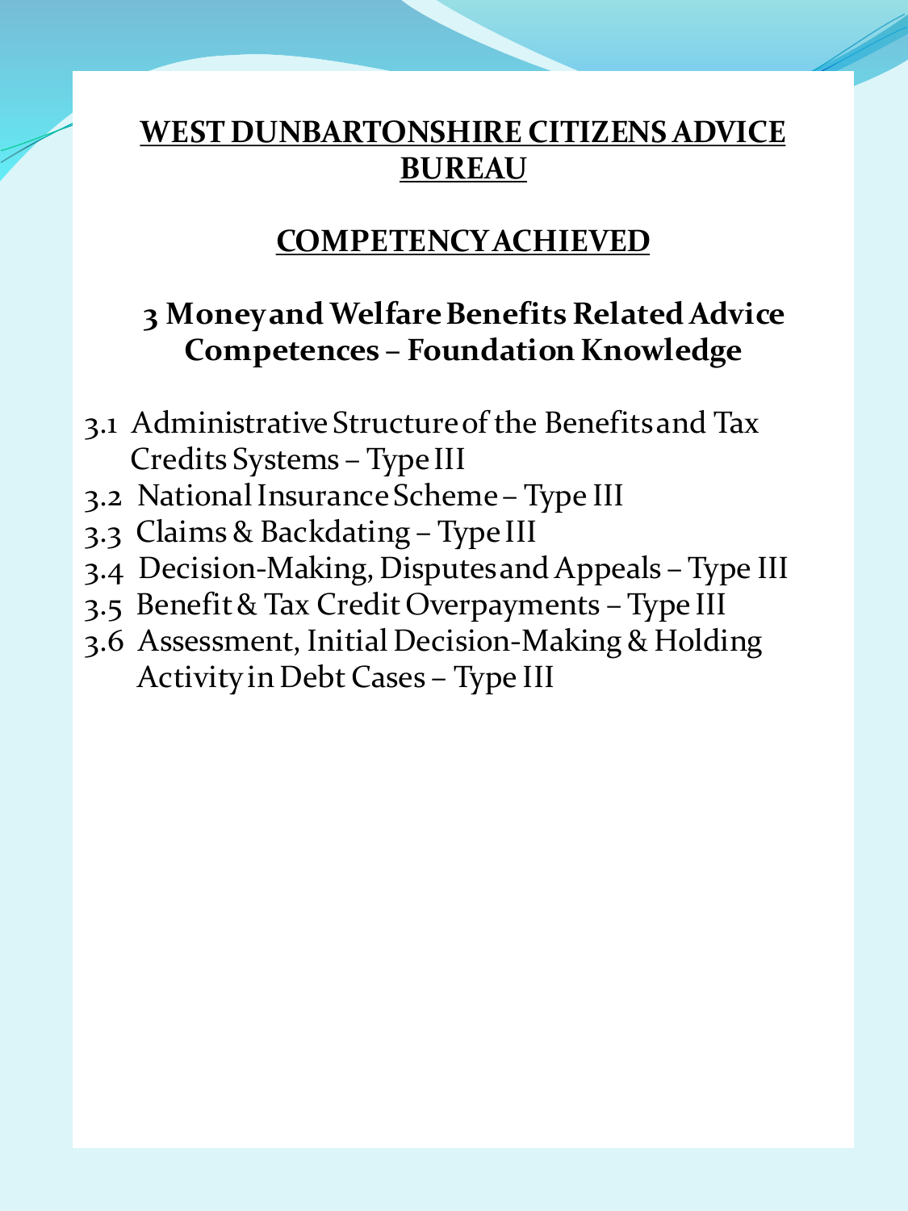# WEST DUNBARTONSHIRE CITIZENS ADVICE BUREAU

## COMPETENCY ACHIEVED

### 3 Money and Welfare Benefits Related Advice Competences – Foundation Knowledge

- 3.1 Administrative Structure of the Benefits and Tax Credits Systems – Type III
- 3.2 National Insurance Scheme – Type III
- 3.3 Claims & Backdating – Type III
- 3.4 Decision-Making, Disputes and Appeals – Type III
- 3.5 Benefit & Tax Credit Overpayments – Type III
- 3.6 Assessment, Initial Decision-Making & Holding Activity in Debt Cases – Type III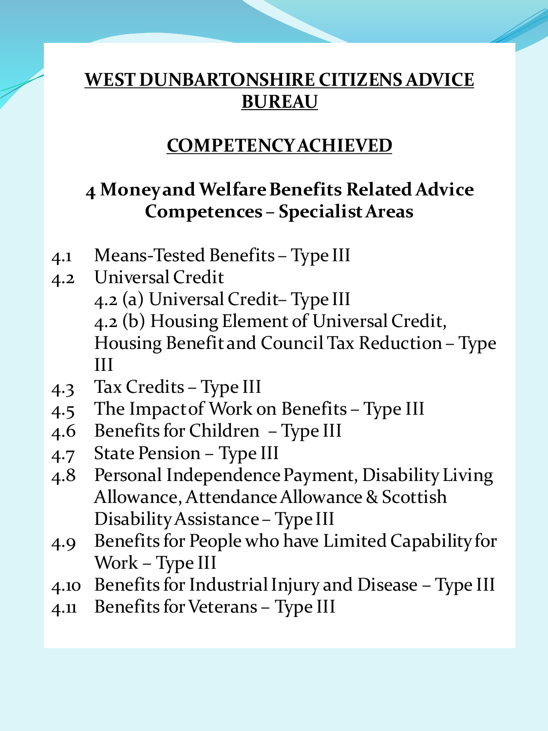# WEST DUNBARTONSHIRE CITIZENS ADVICE BUREAU

## COMPETENCY ACHIEVED

### 4 Money and Welfare Benefits Related Advice Competences – Specialist Areas

- 4.1 Means-Tested Benefits – Type III
- 4.2 Universal Credit
  - 4.2 (a) Universal Credit– Type III
  - 4.2 (b) Housing Element of Universal Credit, Housing Benefit and Council Tax Reduction – Type III
- 4.3 Tax Credits – Type III
- 4.5 The Impact of Work on Benefits – Type III
- 4.6 Benefits for Children – Type III
- 4.7 State Pension – Type III
- 4.8 Personal Independence Payment, Disability Living Allowance, Attendance Allowance & Scottish Disability Assistance – Type III
- 4.9 Benefits for People who have Limited Capability for Work – Type III
- 4.10 Benefits for Industrial Injury and Disease – Type III
- 4.11 Benefits for Veterans – Type III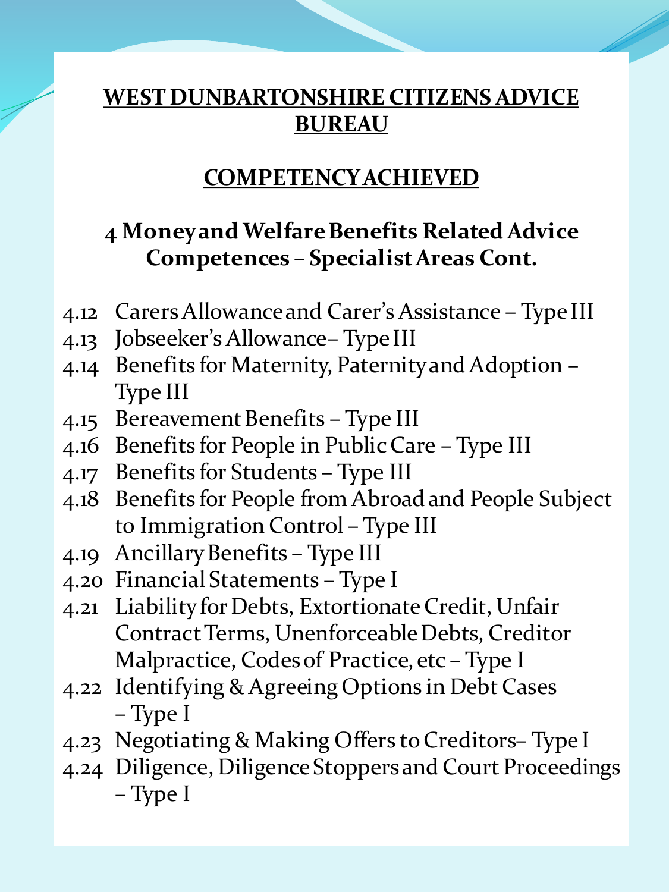## WEST DUNBARTONSHIRE CITIZENS ADVICE BUREAU

## COMPETENCY ACHIEVED

### 4 Money and Welfare Benefits Related Advice Competences – Specialist Areas Cont.

- 4.12 Carers Allowance and Carer's Assistance – Type III
- 4.13 Jobseeker's Allowance– Type III
- 4.14 Benefits for Maternity, Paternity and Adoption – Type III
- 4.15 Bereavement Benefits – Type III
- 4.16 Benefits for People in Public Care – Type III
- 4.17 Benefits for Students – Type III
- 4.18 Benefits for People from Abroad and People Subject to Immigration Control – Type III
- 4.19 Ancillary Benefits – Type III
- 4.20 Financial Statements – Type I
- 4.21 Liability for Debts, Extortionate Credit, Unfair Contract Terms, Unenforceable Debts, Creditor Malpractice, Codes of Practice, etc – Type I
- 4.22 Identifying & Agreeing Options in Debt Cases – Type I
- 4.23 Negotiating & Making Offers to Creditors– Type I
- 4.24 Diligence, Diligence Stoppers and Court Proceedings – Type I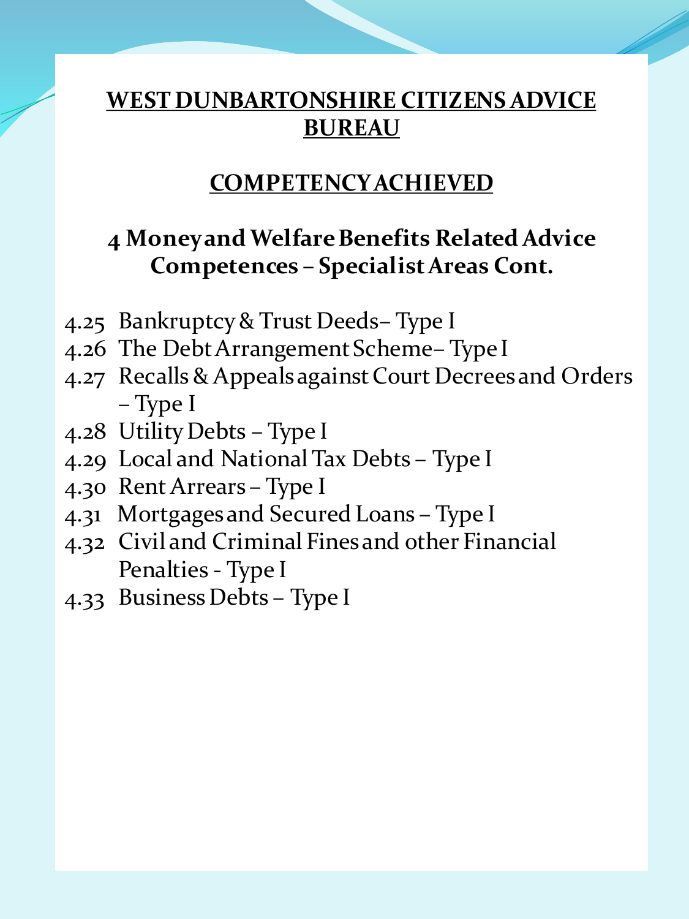# WEST DUNBARTONSHIRE CITIZENS ADVICE BUREAU

## COMPETENCY ACHIEVED

### 4 Money and Welfare Benefits Related Advice Competences – Specialist Areas Cont.

- 4.25 Bankruptcy & Trust Deeds– Type I
- 4.26 The Debt Arrangement Scheme– Type I
- 4.27 Recalls & Appeals against Court Decrees and Orders – Type I
- 4.28 Utility Debts – Type I
- 4.29 Local and National Tax Debts – Type I
- 4.30 Rent Arrears – Type I
- 4.31 Mortgages and Secured Loans – Type I
- 4.32 Civil and Criminal Fines and other Financial Penalties - Type I
- 4.33 Business Debts – Type I